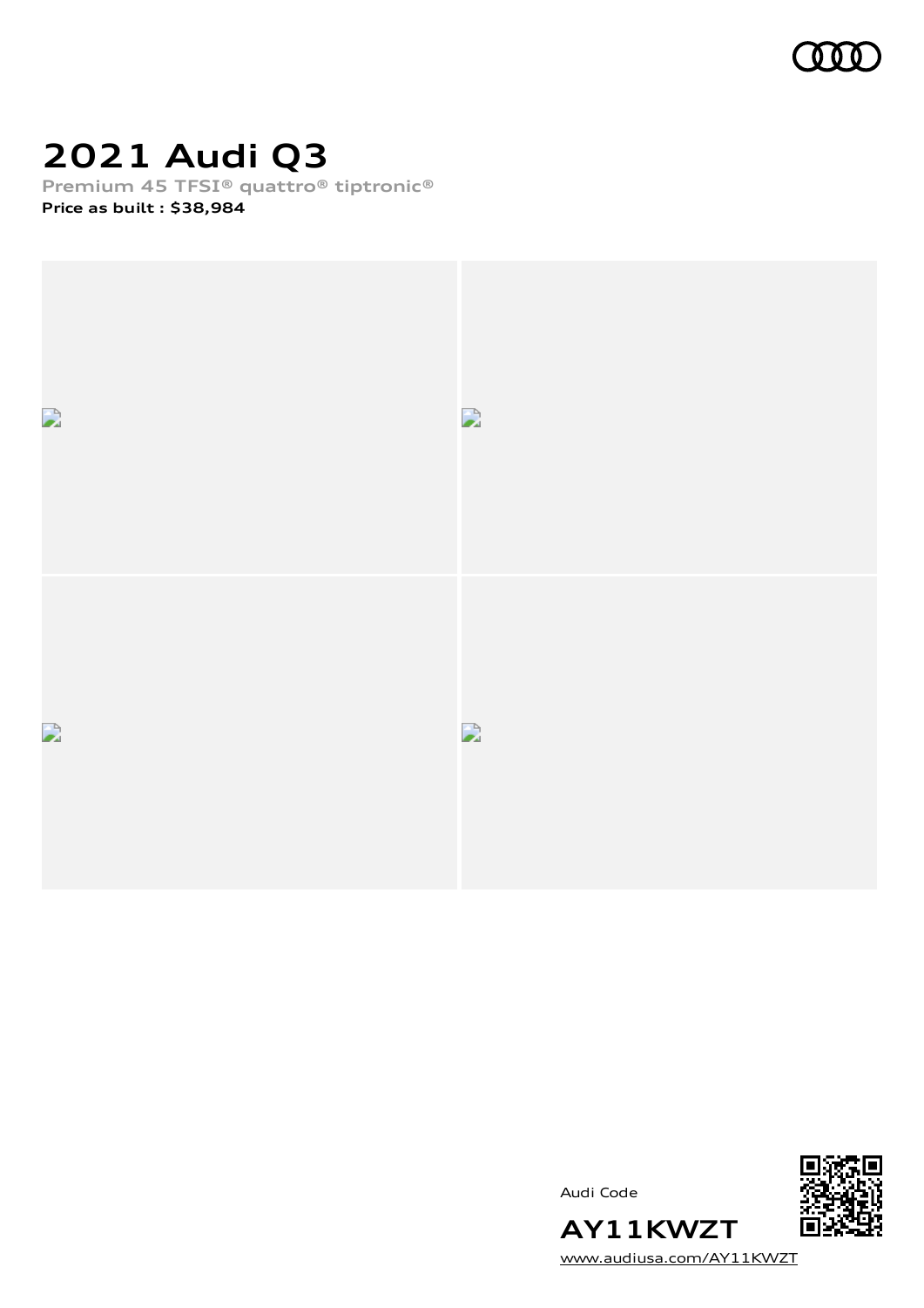# 2021 Audi Q3

**Premium 45 TFSI® quattro® tiptronic®**

**Price as built : $38,984**

Audi Code

**AY11KWZT**

www.audiusa.com/AY11KWZT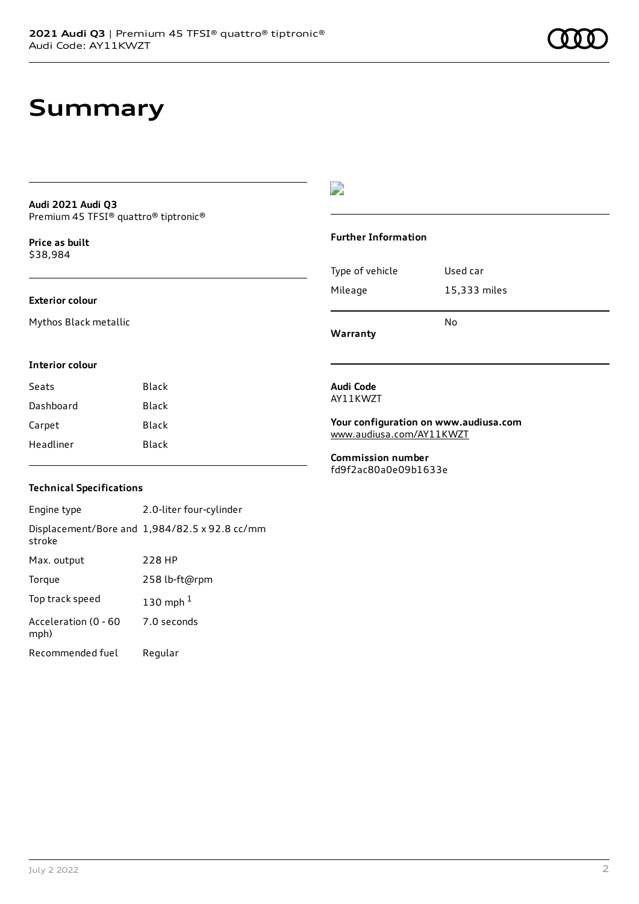# Summary

**Audi 2021 Audi Q3**
Premium 45 TFSI® quattro® tiptronic®

**Price as built**
$38,984

### Exterior colour

Mythos Black metallic

### Interior colour

| | |
|---|---|
| Seats | Black |
| Dashboard | Black |
| Carpet | Black |
| Headliner | Black |

### Technical Specifications

| | |
|---|---|
| Engine type | 2.0-liter four-cylinder |
| Displacement/Bore and stroke | 1,984/82.5 x 92.8 cc/mm |
| Max. output | 228 HP |
| Torque | 258 lb-ft@rpm |
| Top track speed | 130 mph [1] |
| Acceleration (0 - 60 mph) | 7.0 seconds |
| Recommended fuel | Regular |

### Further Information

| | |
|---|---|
| Type of vehicle | Used car |
| Mileage | 15,333 miles |
| **Warranty** | No |

**Audi Code**
AY11KWZT

**Your configuration on www.audiusa.com**
www.audiusa.com/AY11KWZT

**Commission number**
fd9f2ac80a0e09b1633e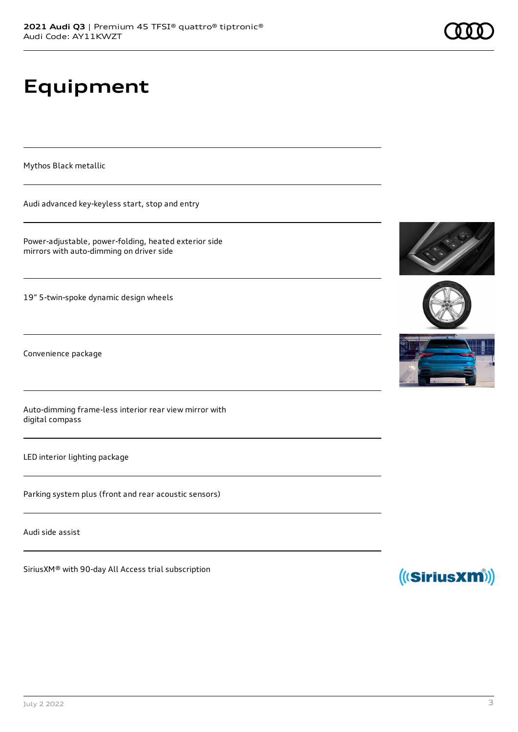# Equipment

Mythos Black metallic

Audi advanced key-keyless start, stop and entry

Power-adjustable, power-folding, heated exterior side mirrors with auto-dimming on driver side

19" 5-twin-spoke dynamic design wheels

Convenience package

Auto-dimming frame-less interior rear view mirror with digital compass

LED interior lighting package

Parking system plus (front and rear acoustic sensors)

Audi side assist

SiriusXM® with 90-day All Access trial subscription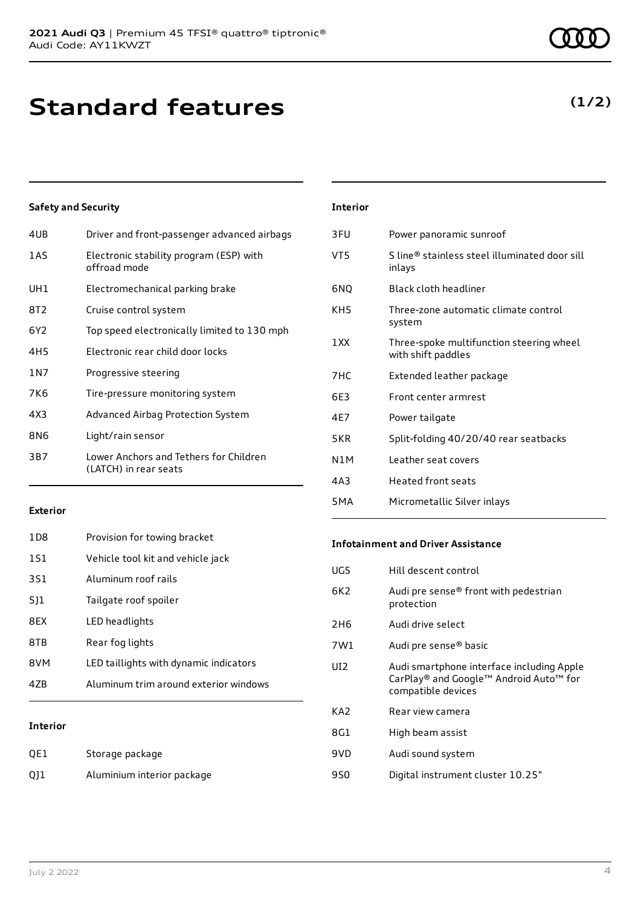**2021 Audi Q3** | Premium 45 TFSI® quattro® tiptronic®
Audi Code: AY11KWZT

# Standard features

**(1/2)**

### Safety and Security

| | |
|---|---|
| 4UB | Driver and front-passenger advanced airbags |
| 1AS | Electronic stability program (ESP) with offroad mode |
| UH1 | Electromechanical parking brake |
| 8T2 | Cruise control system |
| 6Y2 | Top speed electronically limited to 130 mph |
| 4H5 | Electronic rear child door locks |
| 1N7 | Progressive steering |
| 7K6 | Tire-pressure monitoring system |
| 4X3 | Advanced Airbag Protection System |
| 8N6 | Light/rain sensor |
| 3B7 | Lower Anchors and Tethers for Children (LATCH) in rear seats |

### Exterior

| | |
|---|---|
| 1D8 | Provision for towing bracket |
| 1S1 | Vehicle tool kit and vehicle jack |
| 3S1 | Aluminum roof rails |
| 5J1 | Tailgate roof spoiler |
| 8EX | LED headlights |
| 8TB | Rear fog lights |
| 8VM | LED taillights with dynamic indicators |
| 4ZB | Aluminum trim around exterior windows |

### Interior

| | |
|---|---|
| QE1 | Storage package |
| QJ1 | Aluminium interior package |
| 3FU | Power panoramic sunroof |
| VT5 | S line® stainless steel illuminated door sill inlays |
| 6NQ | Black cloth headliner |
| KH5 | Three-zone automatic climate control system |
| 1XX | Three-spoke multifunction steering wheel with shift paddles |
| 7HC | Extended leather package |
| 6E3 | Front center armrest |
| 4E7 | Power tailgate |
| 5KR | Split-folding 40/20/40 rear seatbacks |
| N1M | Leather seat covers |
| 4A3 | Heated front seats |
| 5MA | Micrometallic Silver inlays |

### Infotainment and Driver Assistance

| | |
|---|---|
| UG5 | Hill descent control |
| 6K2 | Audi pre sense® front with pedestrian protection |
| 2H6 | Audi drive select |
| 7W1 | Audi pre sense® basic |
| UI2 | Audi smartphone interface including Apple CarPlay® and Google™ Android Auto™ for compatible devices |
| KA2 | Rear view camera |
| 8G1 | High beam assist |
| 9VD | Audi sound system |
| 9S0 | Digital instrument cluster 10.25" |

July 2 2022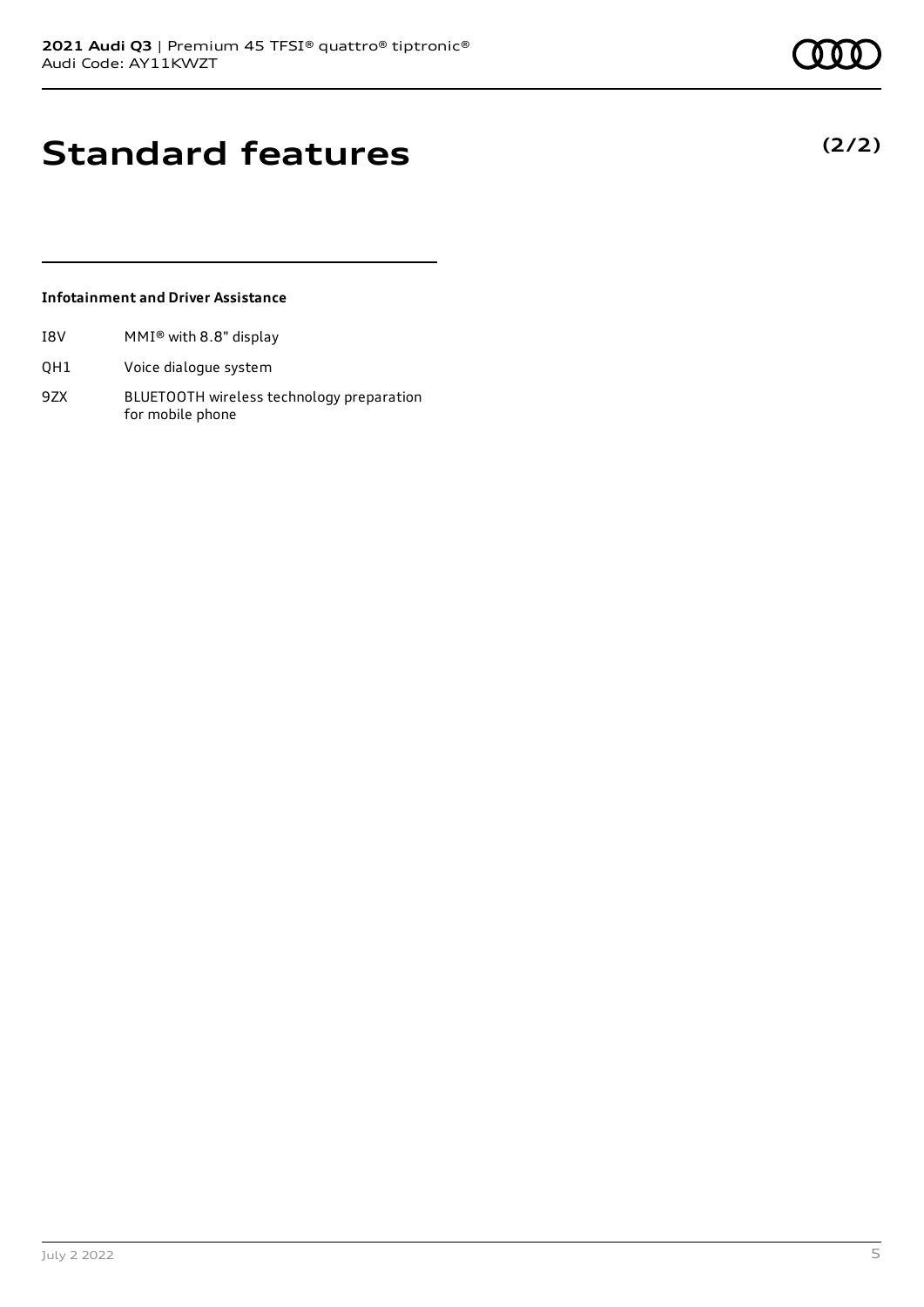# Standard features

**(2/2)**

### Infotainment and Driver Assistance

| | |
|---|---|
| I8V | MMI® with 8.8" display |
| QH1 | Voice dialogue system |
| 9ZX | BLUETOOTH wireless technology preparation for mobile phone |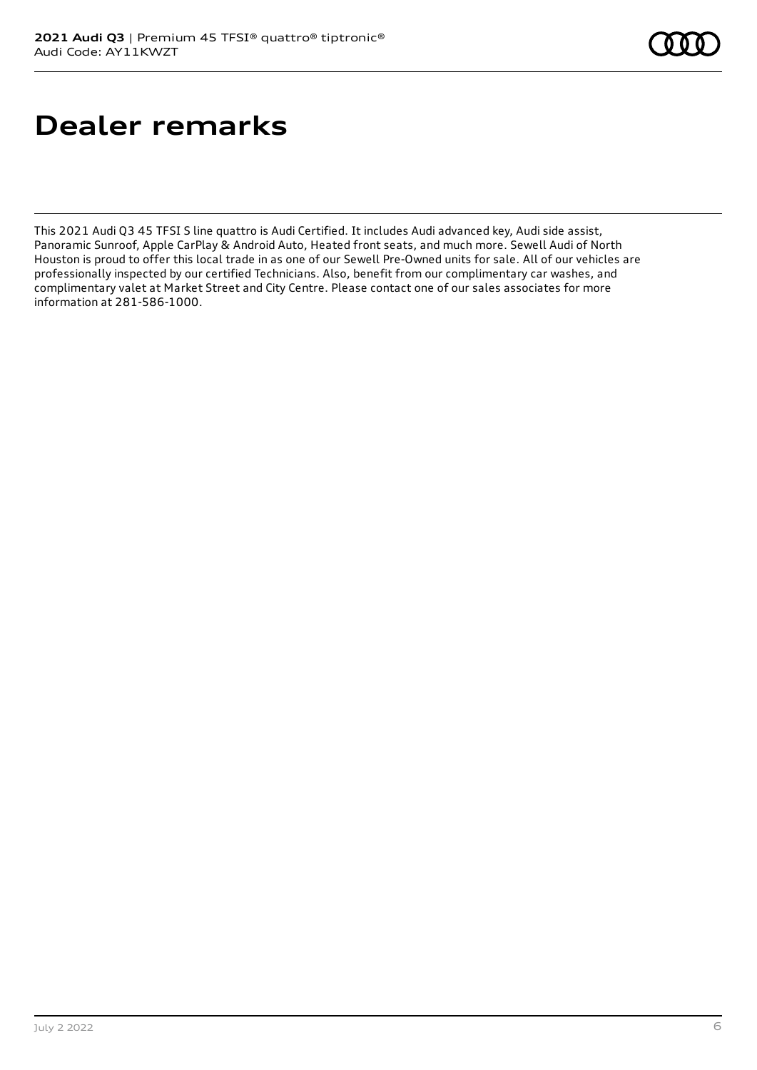# Dealer remarks

This 2021 Audi Q3 45 TFSI S line quattro is Audi Certified. It includes Audi advanced key, Audi side assist, Panoramic Sunroof, Apple CarPlay & Android Auto, Heated front seats, and much more. Sewell Audi of North Houston is proud to offer this local trade in as one of our Sewell Pre-Owned units for sale. All of our vehicles are professionally inspected by our certified Technicians. Also, benefit from our complimentary car washes, and complimentary valet at Market Street and City Centre. Please contact one of our sales associates for more information at 281-586-1000.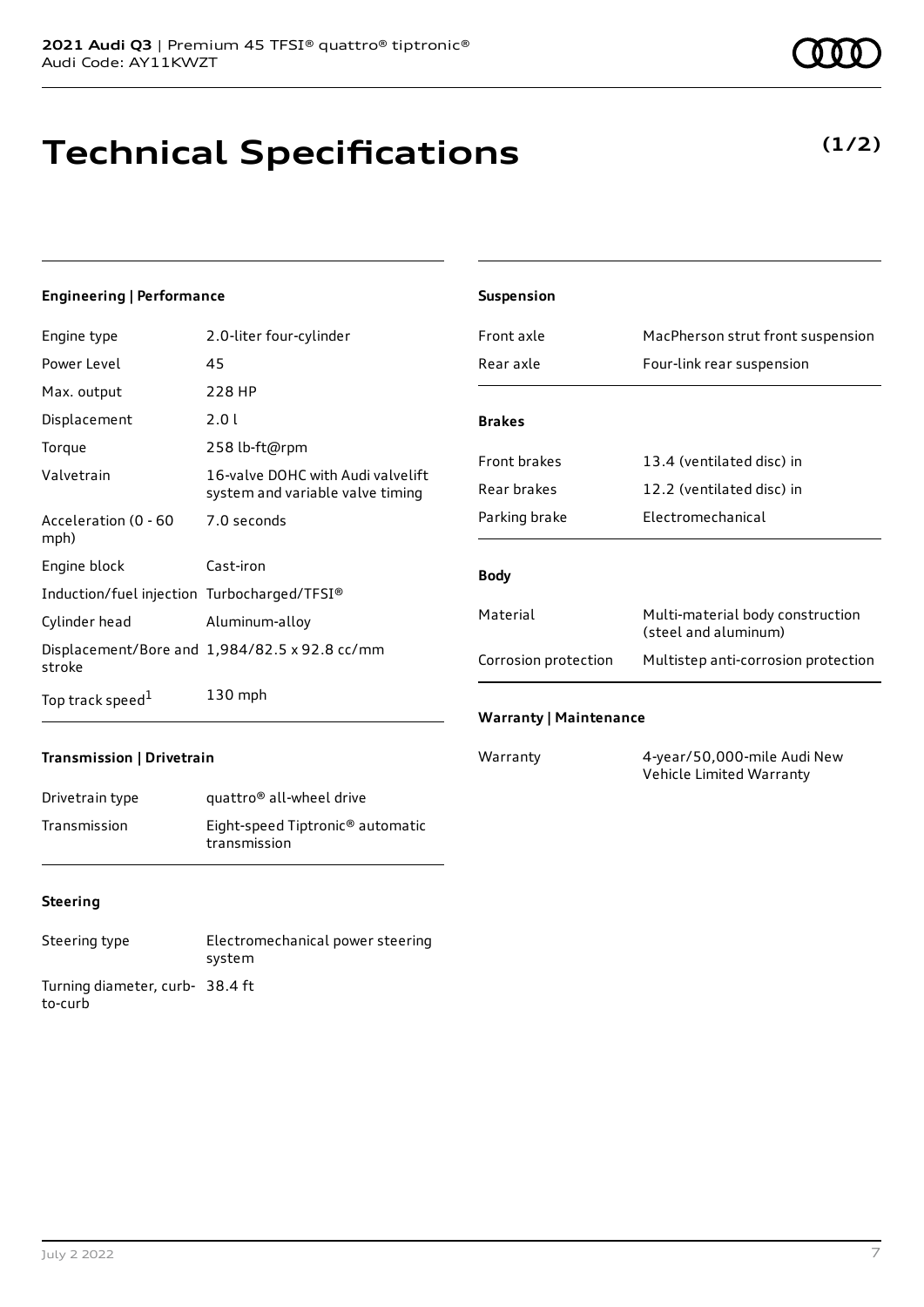2021 Audi Q3 | Premium 45 TFSI® quattro® tiptronic®
Audi Code: AY11KWZT

# Technical Specifications

**(1/2)**

### Engineering | Performance

| | |
|---|---|
| Engine type | 2.0-liter four-cylinder |
| Power Level | 45 |
| Max. output | 228 HP |
| Displacement | 2.0 l |
| Torque | 258 lb-ft@rpm |
| Valvetrain | 16-valve DOHC with Audi valvelift system and variable valve timing |
| Acceleration (0 - 60 mph) | 7.0 seconds |
| Engine block | Cast-iron |
| Induction/fuel injection | Turbocharged/TFSI® |
| Cylinder head | Aluminum-alloy |
| Displacement/Bore and stroke | 1,984/82.5 x 92.8 cc/mm |
| Top track speed[1] | 130 mph |

### Transmission | Drivetrain

| | |
|---|---|
| Drivetrain type | quattro® all-wheel drive |
| Transmission | Eight-speed Tiptronic® automatic transmission |

### Steering

| | |
|---|---|
| Steering type | Electromechanical power steering system |
| Turning diameter, curb-to-curb | 38.4 ft |

### Suspension

| | |
|---|---|
| Front axle | MacPherson strut front suspension |
| Rear axle | Four-link rear suspension |

### Brakes

| | |
|---|---|
| Front brakes | 13.4 (ventilated disc) in |
| Rear brakes | 12.2 (ventilated disc) in |
| Parking brake | Electromechanical |

### Body

| | |
|---|---|
| Material | Multi-material body construction (steel and aluminum) |
| Corrosion protection | Multistep anti-corrosion protection |

### Warranty | Maintenance

| | |
|---|---|
| Warranty | 4-year/50,000-mile Audi New Vehicle Limited Warranty |

July 2 2022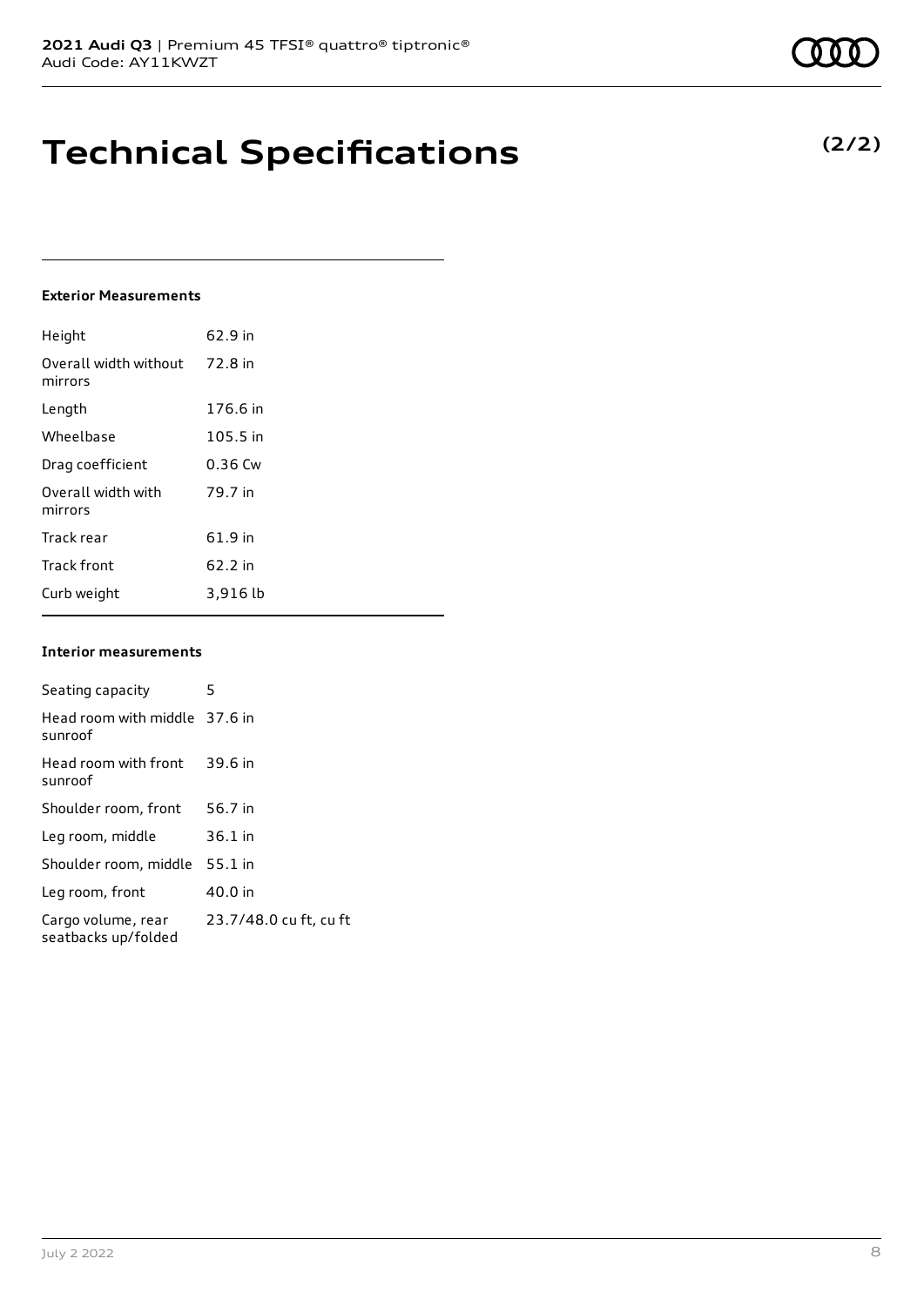# Technical Specifications

**(2/2)**

### Exterior Measurements

| | |
|---|---|
| Height | 62.9 in |
| Overall width without mirrors | 72.8 in |
| Length | 176.6 in |
| Wheelbase | 105.5 in |
| Drag coefficient | 0.36 Cw |
| Overall width with mirrors | 79.7 in |
| Track rear | 61.9 in |
| Track front | 62.2 in |
| Curb weight | 3,916 lb |

### Interior measurements

| | |
|---|---|
| Seating capacity | 5 |
| Head room with middle sunroof | 37.6 in |
| Head room with front sunroof | 39.6 in |
| Shoulder room, front | 56.7 in |
| Leg room, middle | 36.1 in |
| Shoulder room, middle | 55.1 in |
| Leg room, front | 40.0 in |
| Cargo volume, rear seatbacks up/folded | 23.7/48.0 cu ft, cu ft |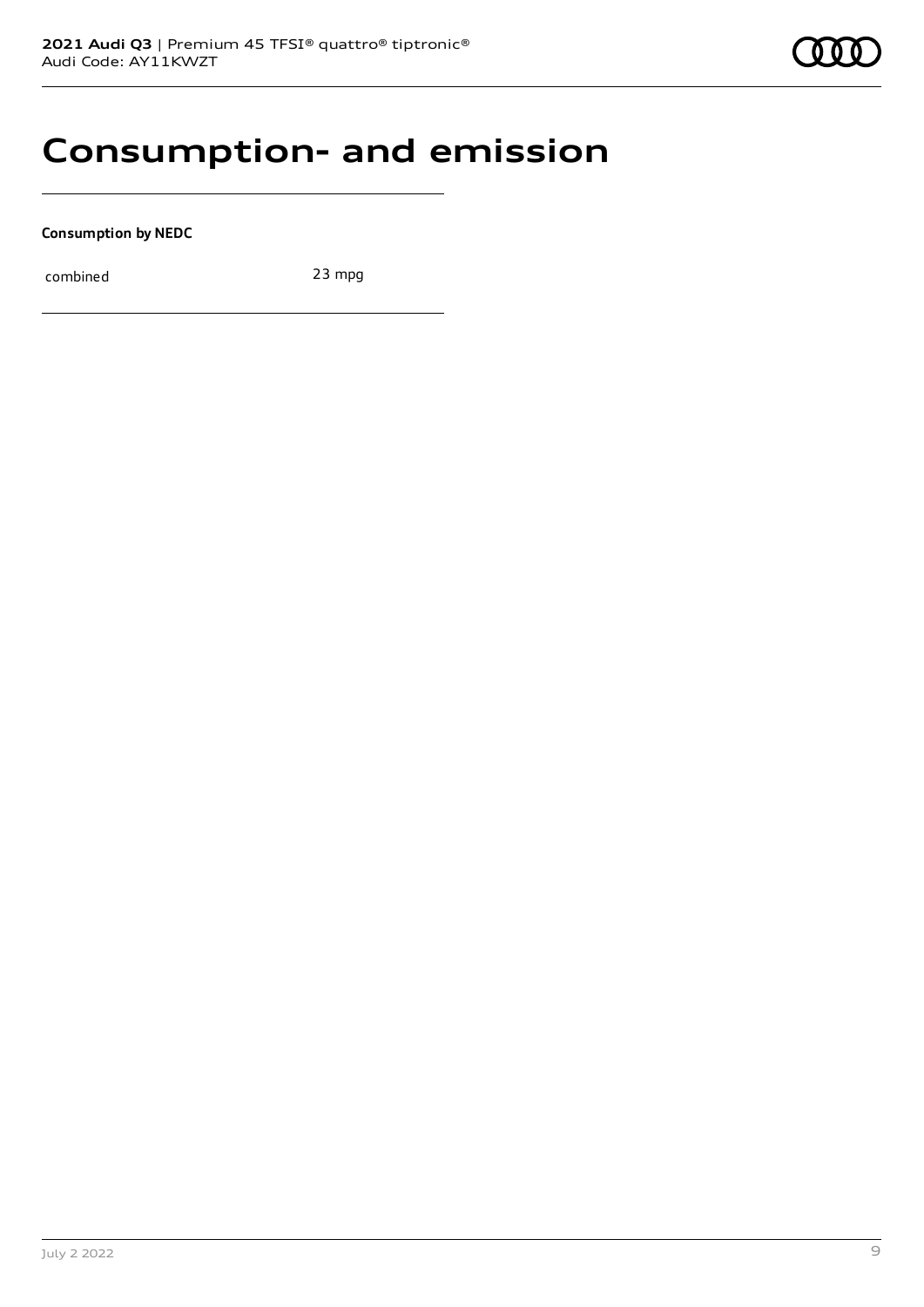# Consumption- and emission

**Consumption by NEDC**

| combined | 23 mpg |
| --- | --- |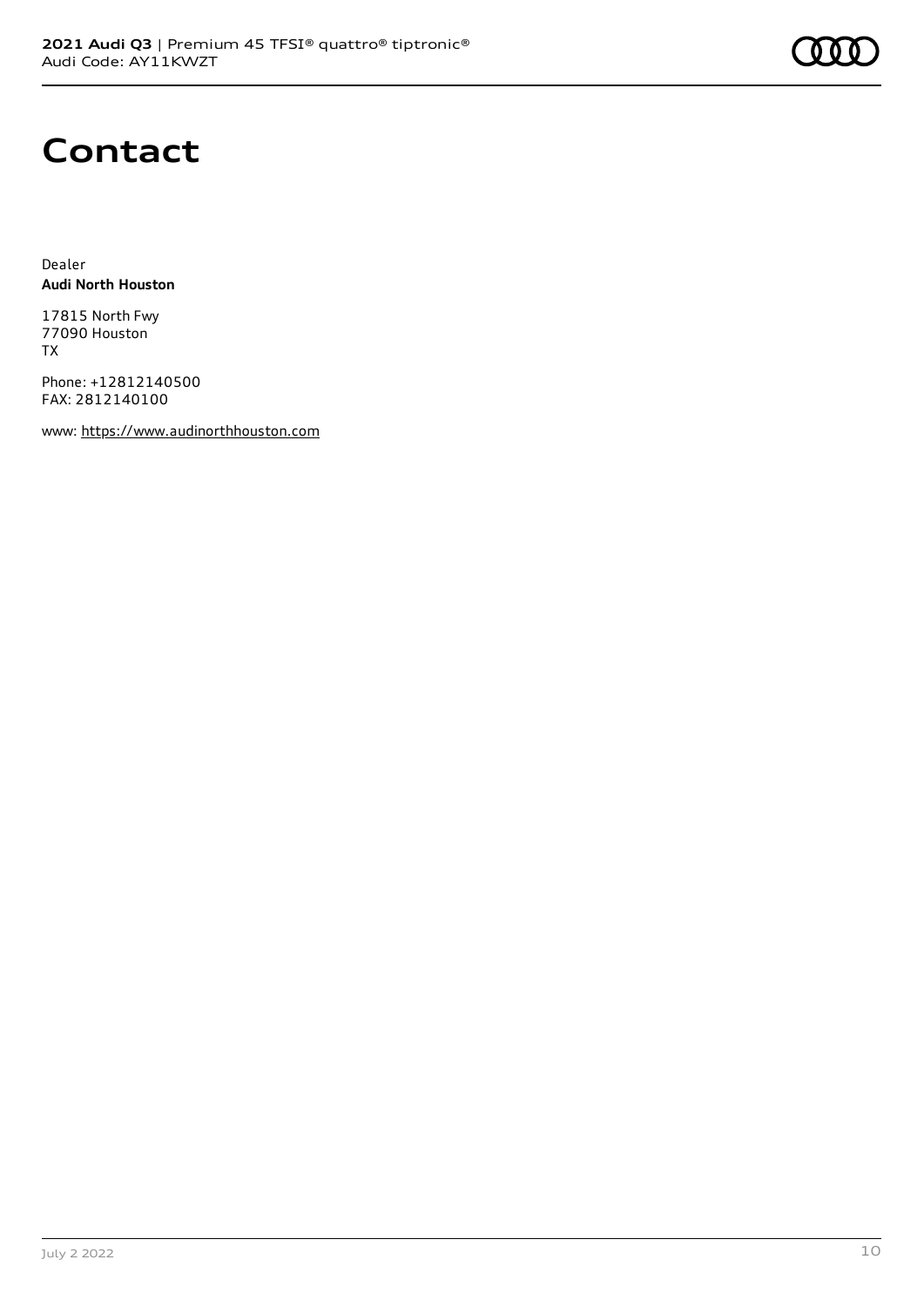# Contact

Dealer
**Audi North Houston**

17815 North Fwy
77090 Houston
TX

Phone: +12812140500
FAX: 2812140100

www: https://www.audinorthhouston.com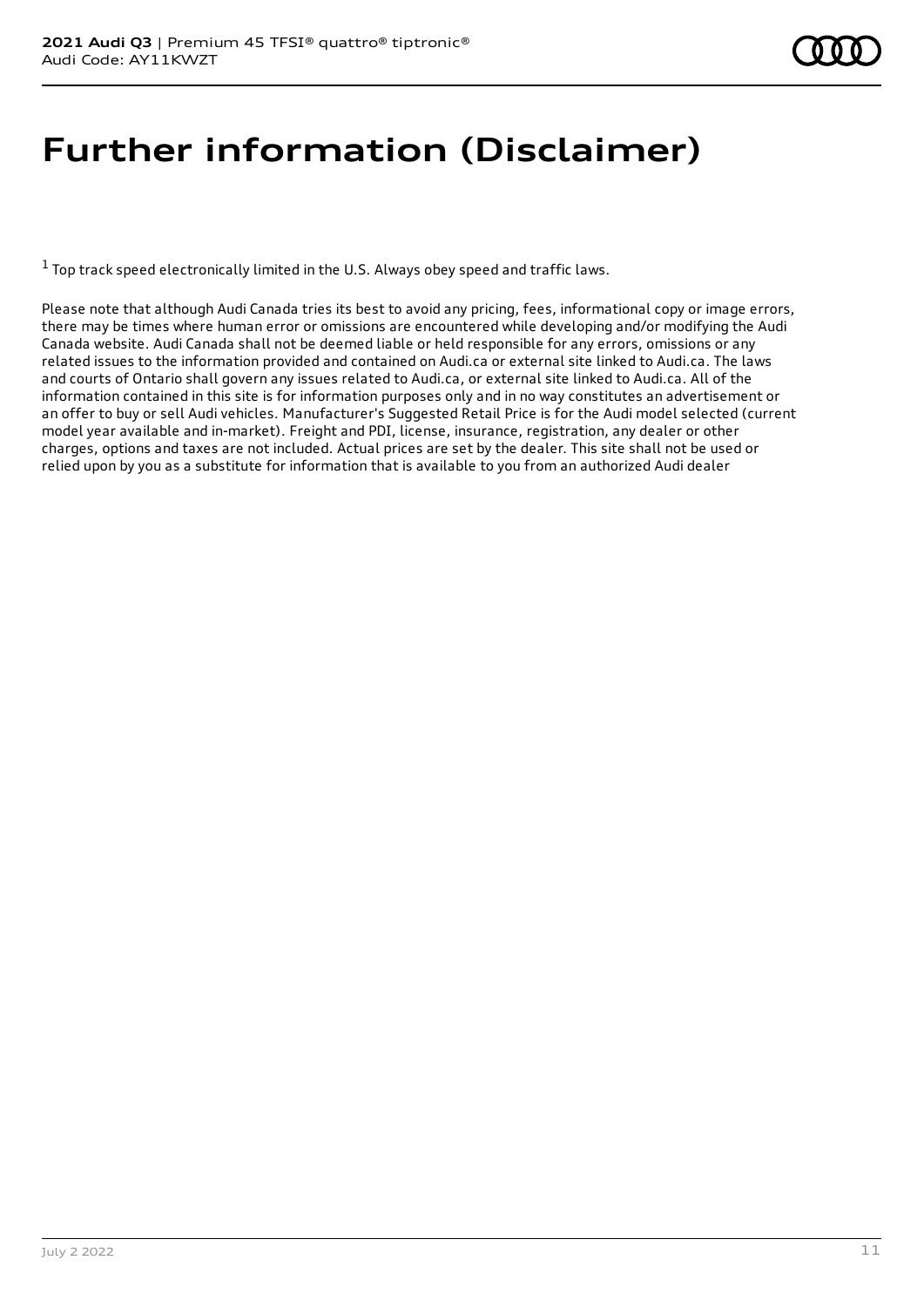# Further information (Disclaimer)

[1] Top track speed electronically limited in the U.S. Always obey speed and traffic laws.

Please note that although Audi Canada tries its best to avoid any pricing, fees, informational copy or image errors, there may be times where human error or omissions are encountered while developing and/or modifying the Audi Canada website. Audi Canada shall not be deemed liable or held responsible for any errors, omissions or any related issues to the information provided and contained on Audi.ca or external site linked to Audi.ca. The laws and courts of Ontario shall govern any issues related to Audi.ca, or external site linked to Audi.ca. All of the information contained in this site is for information purposes only and in no way constitutes an advertisement or an offer to buy or sell Audi vehicles. Manufacturer's Suggested Retail Price is for the Audi model selected (current model year available and in-market). Freight and PDI, license, insurance, registration, any dealer or other charges, options and taxes are not included. Actual prices are set by the dealer. This site shall not be used or relied upon by you as a substitute for information that is available to you from an authorized Audi dealer